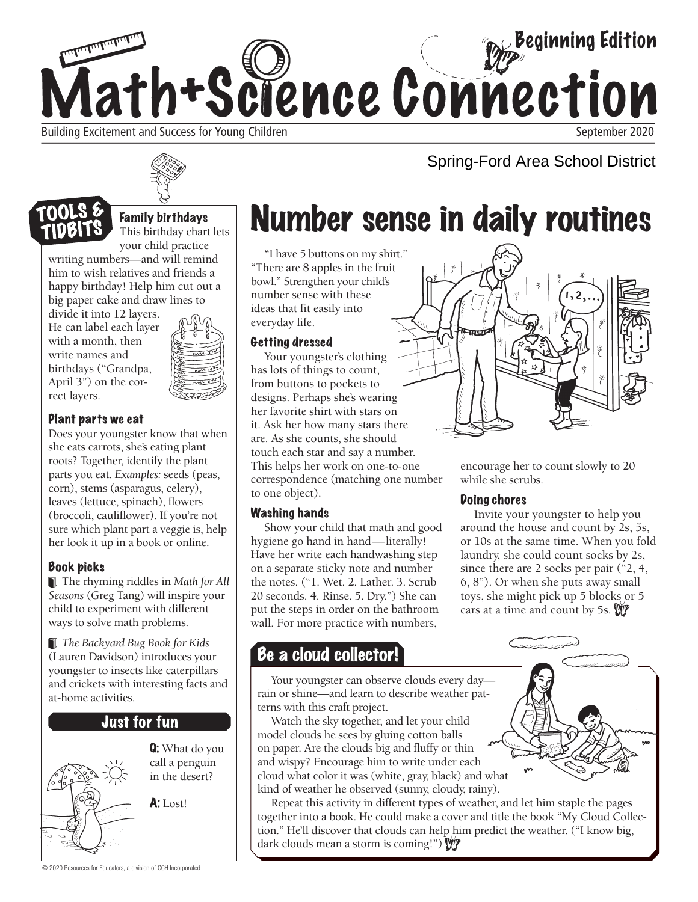# Math+Science Connection

Beginning Edition

Building Excitement and Success for Young Children

September 2020

Spring-Ford Area School District

## TOOLS & TIDBITS

### Family birthdays

This birthday chart lets your child practice writing numbers—and will remind him to wish relatives and friends a happy birthday! Help him cut out a big paper cake and draw lines to divide it into 12 layers. He can label each layer with a month, then write names and birthdays ("Grandpa, April 3") on the correct layers.

### Plant parts we eat

Does your youngster know that when she eats carrots, she's eating plant roots? Together, identify the plant parts you eat. *Examples:* seeds (peas, corn), stems (asparagus, celery), leaves (lettuce, spinach), flowers (broccoli, cauliflower). If you're not sure which plant part a veggie is, help her look it up in a book or online.

### Book picks

The rhyming riddles in *Math for All Seasons* (Greg Tang) will inspire your child to experiment with different ways to solve math problems.

*The Backyard Bug Book for Kids* (Lauren Davidson) introduces your youngster to insects like caterpillars and crickets with interesting facts and at-home activities.

### Just for fun

**Q:** What do you call a penguin in the desert?

**A:** Lost!

# Number sense in daily routines

"I have 5 buttons on my shirt." "There are 8 apples in the fruit bowl." Strengthen your child's number sense with these ideas that fit easily into everyday life.

### Getting dressed

Your youngster's clothing has lots of things to count, from buttons to pockets to designs. Perhaps she's wearing her favorite shirt with stars on it. Ask her how many stars there are. As she counts, she should touch each star and say a number. This helps her work on one-to-one correspondence (matching one number to one object).

### Washing hands

Show your child that math and good hygiene go hand in hand—literally! Have her write each handwashing step on a separate sticky note and number the notes. ("1. Wet. 2. Lather. 3. Scrub 20 seconds. 4. Rinse. 5. Dry.") She can put the steps in order on the bathroom wall. For more practice with numbers, encourage her to count slowly to 20 while she scrubs.

### Doing chores

Invite your youngster to help you around the house and count by 2s, 5s, or 10s at the same time. When you fold laundry, she could count socks by 2s, since there are 2 socks per pair ("2, 4, 6, 8"). Or when she puts away small toys, she might pick up 5 blocks or 5 cars at a time and count by 5s.

## Be a cloud collector!

Your youngster can observe clouds every day—rain or shine—and learn to describe weather patterns with this craft project.

Watch the sky together, and let your child model clouds he sees by gluing cotton balls on paper. Are the clouds big and fluffy or thin and wispy? Encourage him to write under each cloud what color it was (white, gray, black) and what kind of weather he observed (sunny, cloudy, rainy).

Repeat this activity in different types of weather, and let him staple the pages together into a book. He could make a cover and title the book "My Cloud Collection." He'll discover that clouds can help him predict the weather. ("I know big, dark clouds mean a storm is coming!")

© 2020 Resources for Educators, a division of CCH Incorporated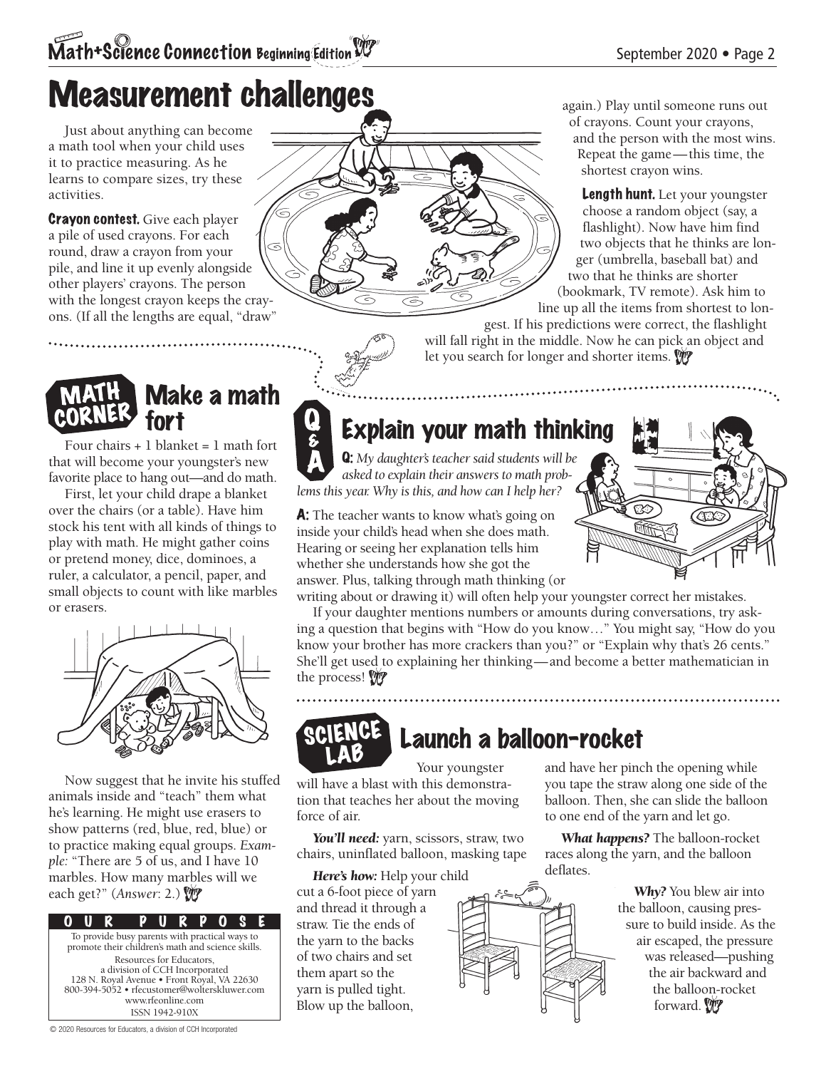# Measurement challenges

Just about anything can become a math tool when your child uses it to practice measuring. As he learns to compare sizes, try these activities.

**Crayon contest.** Give each player a pile of used crayons. For each round, draw a crayon from your pile, and line it up evenly alongside other players' crayons. The person with the longest crayon keeps the crayons. (If all the lengths are equal, "draw" again.) Play until someone runs out of crayons. Count your crayons, and the person with the most wins. Repeat the game—this time, the shortest crayon wins.

**Length hunt.** Let your youngster choose a random object (say, a flashlight). Now have him find two objects that he thinks are longer (umbrella, baseball bat) and two that he thinks are shorter (bookmark, TV remote). Ask him to line up all the items from shortest to longest. If his predictions were correct, the flashlight will fall right in the middle. Now he can pick an object and let you search for longer and shorter items.

## MATH CORNER: Make a math fort

Four chairs + 1 blanket = 1 math fort that will become your youngster's new favorite place to hang out—and do math.

First, let your child drape a blanket over the chairs (or a table). Have him stock his tent with all kinds of things to play with math. He might gather coins or pretend money, dice, dominoes, a ruler, a calculator, a pencil, paper, and small objects to count with like marbles or erasers.

Now suggest that he invite his stuffed animals inside and "teach" them what he's learning. He might use erasers to show patterns (red, blue, red, blue) or to practice making equal groups. *Example:* "There are 5 of us, and I have 10 marbles. How many marbles will we each get?" (*Answer*: 2.)

## Q&A: Explain your math thinking

**Q:** *My daughter's teacher said students will be asked to explain their answers to math problems this year. Why is this, and how can I help her?*

**A:** The teacher wants to know what's going on inside your child's head when she does math. Hearing or seeing her explanation tells him whether she understands how she got the answer. Plus, talking through math thinking (or writing about or drawing it) will often help your youngster correct her mistakes.

If your daughter mentions numbers or amounts during conversations, try asking a question that begins with "How do you know…" You might say, "How do you know your brother has more crackers than you?" or "Explain why that's 26 cents." She'll get used to explaining her thinking—and become a better mathematician in the process!

## SCIENCE LAB: Launch a balloon-rocket

Your youngster will have a blast with this demonstration that teaches her about the moving force of air.

***You'll need:*** yarn, scissors, straw, two chairs, uninflated balloon, masking tape

***Here's how:*** Help your child cut a 6-foot piece of yarn and thread it through a straw. Tie the ends of the yarn to the backs of two chairs and set them apart so the yarn is pulled tight. Blow up the balloon, and have her pinch the opening while you tape the straw along one side of the balloon. Then, she can slide the balloon to one end of the yarn and let go.

***What happens?*** The balloon-rocket races along the yarn, and the balloon deflates.

***Why?*** You blew air into the balloon, causing pressure to build inside. As the air escaped, the pressure was released—pushing the air backward and the balloon-rocket forward.

---

**OUR PURPOSE**

To provide busy parents with practical ways to promote their children's math and science skills.

Resources for Educators, a division of CCH Incorporated
128 N. Royal Avenue • Front Royal, VA 22630
800-394-5052 • rfecustomer@wolterskluwer.com
www.rfeonline.com
ISSN 1942-910X

© 2020 Resources for Educators, a division of CCH Incorporated